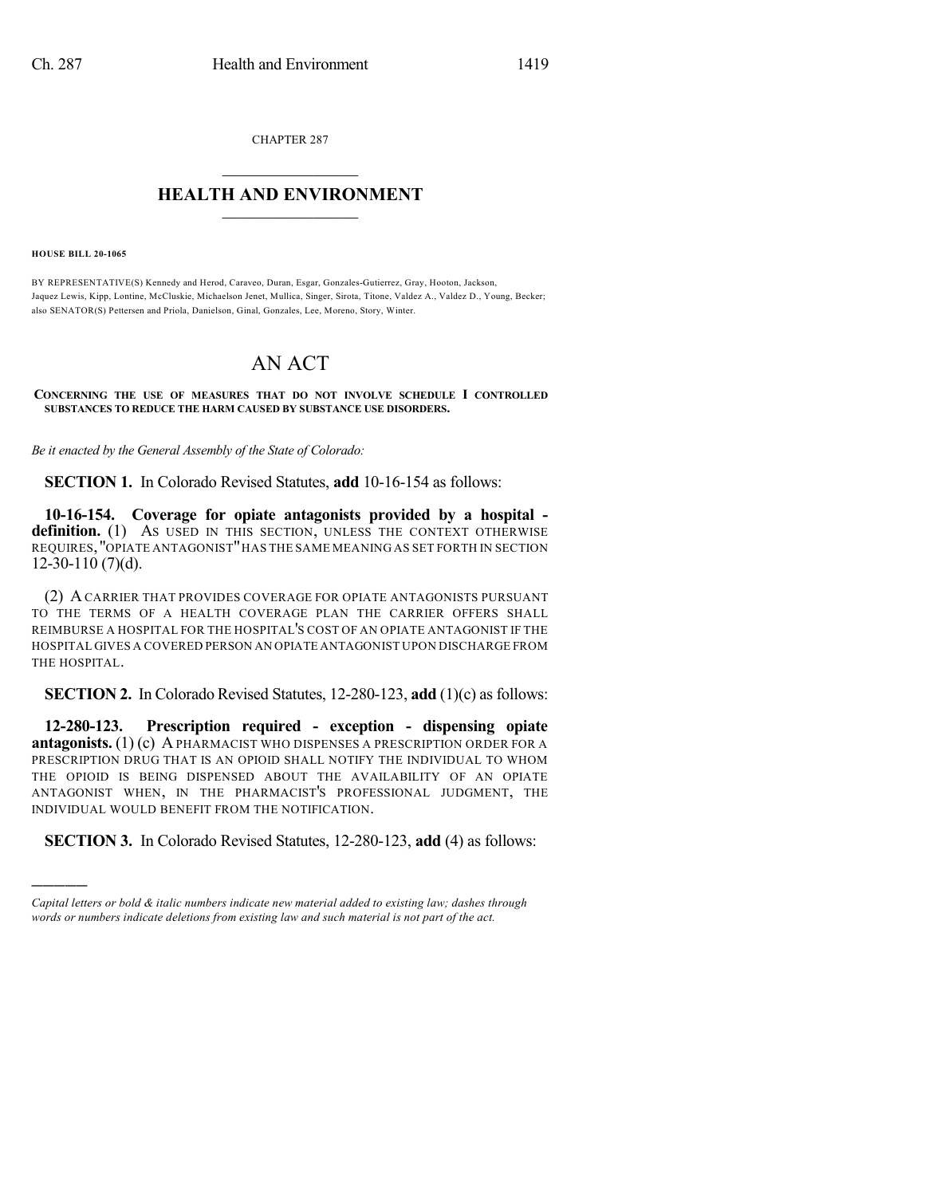CHAPTER 287

# HEALTH AND ENVIRONMENT

**HOUSE BILL 20-1065**

BY REPRESENTATIVE(S) Kennedy and Herod, Caraveo, Duran, Esgar, Gonzales-Gutierrez, Gray, Hooton, Jackson, Jaquez Lewis, Kipp, Lontine, McCluskie, Michaelson Jenet, Mullica, Singer, Sirota, Titone, Valdez A., Valdez D., Young, Becker; also SENATOR(S) Pettersen and Priola, Danielson, Ginal, Gonzales, Lee, Moreno, Story, Winter.

# AN ACT

**CONCERNING THE USE OF MEASURES THAT DO NOT INVOLVE SCHEDULE I CONTROLLED SUBSTANCES TO REDUCE THE HARM CAUSED BY SUBSTANCE USE DISORDERS.**

*Be it enacted by the General Assembly of the State of Colorado:*

**SECTION 1.** In Colorado Revised Statutes, **add** 10-16-154 as follows:

**10-16-154. Coverage for opiate antagonists provided by a hospital - definition.** (1) AS USED IN THIS SECTION, UNLESS THE CONTEXT OTHERWISE REQUIRES, "OPIATE ANTAGONIST" HAS THE SAME MEANING AS SET FORTH IN SECTION 12-30-110 (7)(d).

(2) A CARRIER THAT PROVIDES COVERAGE FOR OPIATE ANTAGONISTS PURSUANT TO THE TERMS OF A HEALTH COVERAGE PLAN THE CARRIER OFFERS SHALL REIMBURSE A HOSPITAL FOR THE HOSPITAL'S COST OF AN OPIATE ANTAGONIST IF THE HOSPITAL GIVES A COVERED PERSON AN OPIATE ANTAGONIST UPON DISCHARGE FROM THE HOSPITAL.

**SECTION 2.** In Colorado Revised Statutes, 12-280-123, **add** (1)(c) as follows:

**12-280-123. Prescription required - exception - dispensing opiate antagonists.** (1) (c) A PHARMACIST WHO DISPENSES A PRESCRIPTION ORDER FOR A PRESCRIPTION DRUG THAT IS AN OPIOID SHALL NOTIFY THE INDIVIDUAL TO WHOM THE OPIOID IS BEING DISPENSED ABOUT THE AVAILABILITY OF AN OPIATE ANTAGONIST WHEN, IN THE PHARMACIST'S PROFESSIONAL JUDGMENT, THE INDIVIDUAL WOULD BENEFIT FROM THE NOTIFICATION.

**SECTION 3.** In Colorado Revised Statutes, 12-280-123, **add** (4) as follows:

---

*Capital letters or bold & italic numbers indicate new material added to existing law; dashes through words or numbers indicate deletions from existing law and such material is not part of the act.*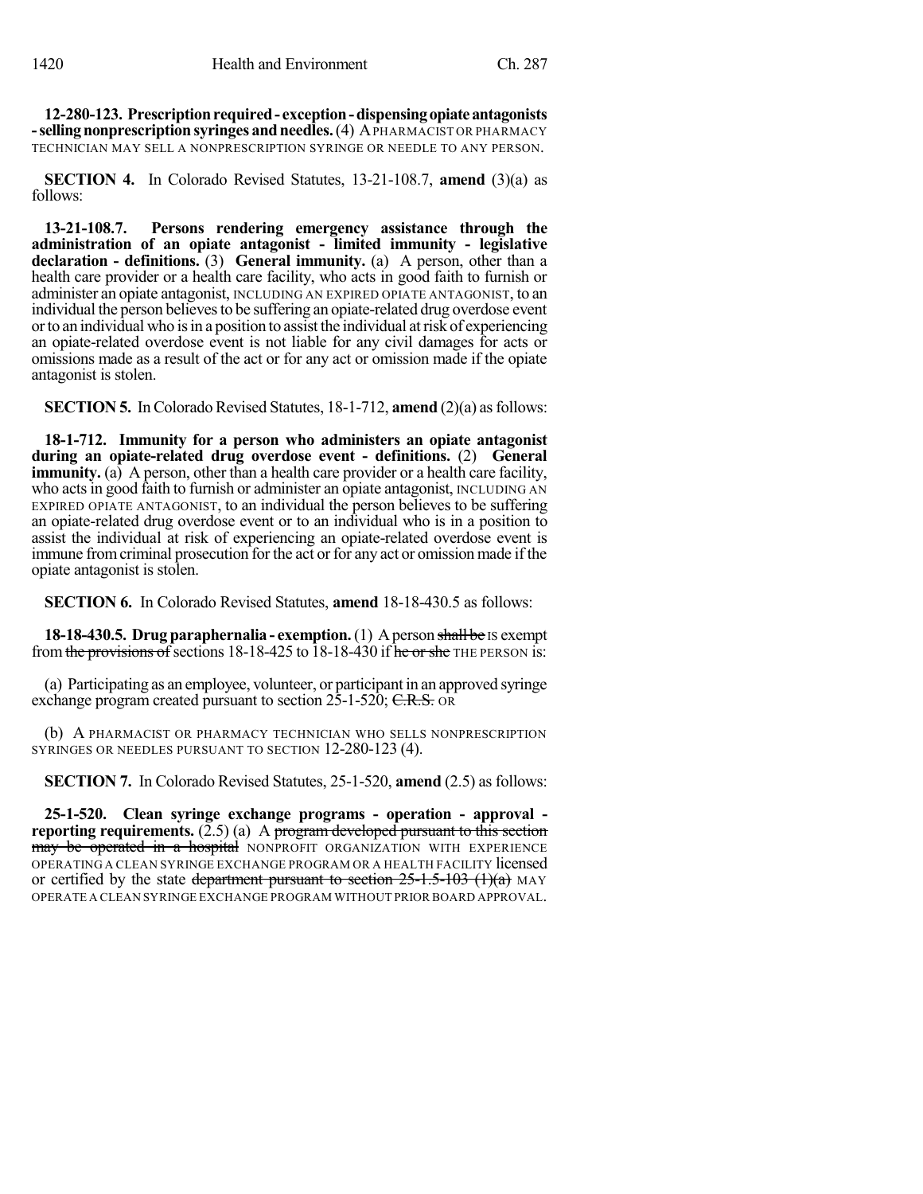**12-280-123. Prescription required - exception - dispensing opiate antagonists - selling nonprescription syringes and needles.** (4) A PHARMACIST OR PHARMACY TECHNICIAN MAY SELL A NONPRESCRIPTION SYRINGE OR NEEDLE TO ANY PERSON.

**SECTION 4.** In Colorado Revised Statutes, 13-21-108.7, **amend** (3)(a) as follows:

**13-21-108.7. Persons rendering emergency assistance through the administration of an opiate antagonist - limited immunity - legislative declaration - definitions.** (3) **General immunity.** (a) A person, other than a health care provider or a health care facility, who acts in good faith to furnish or administer an opiate antagonist, INCLUDING AN EXPIRED OPIATE ANTAGONIST, to an individual the person believes to be suffering an opiate-related drug overdose event or to an individual who is in a position to assist the individual at risk of experiencing an opiate-related overdose event is not liable for any civil damages for acts or omissions made as a result of the act or for any act or omission made if the opiate antagonist is stolen.

**SECTION 5.** In Colorado Revised Statutes, 18-1-712, **amend** (2)(a) as follows:

**18-1-712. Immunity for a person who administers an opiate antagonist during an opiate-related drug overdose event - definitions.** (2) **General immunity.** (a) A person, other than a health care provider or a health care facility, who acts in good faith to furnish or administer an opiate antagonist, INCLUDING AN EXPIRED OPIATE ANTAGONIST, to an individual the person believes to be suffering an opiate-related drug overdose event or to an individual who is in a position to assist the individual at risk of experiencing an opiate-related overdose event is immune from criminal prosecution for the act or for any act or omission made if the opiate antagonist is stolen.

**SECTION 6.** In Colorado Revised Statutes, **amend** 18-18-430.5 as follows:

**18-18-430.5. Drug paraphernalia - exemption.** (1) A person ~~shall be~~ IS exempt from ~~the provisions of~~ sections 18-18-425 to 18-18-430 if ~~he or she~~ THE PERSON is:

(a) Participating as an employee, volunteer, or participant in an approved syringe exchange program created pursuant to section 25-1-520; ~~C.R.S.~~ OR

(b) A PHARMACIST OR PHARMACY TECHNICIAN WHO SELLS NONPRESCRIPTION SYRINGES OR NEEDLES PURSUANT TO SECTION 12-280-123 (4).

**SECTION 7.** In Colorado Revised Statutes, 25-1-520, **amend** (2.5) as follows:

**25-1-520. Clean syringe exchange programs - operation - approval - reporting requirements.** (2.5) (a) A ~~program developed pursuant to this section may be operated in a hospital~~ NONPROFIT ORGANIZATION WITH EXPERIENCE OPERATING A CLEAN SYRINGE EXCHANGE PROGRAM OR A HEALTH FACILITY licensed or certified by the state ~~department pursuant to section 25-1.5-103 (1)(a)~~ MAY OPERATE A CLEAN SYRINGE EXCHANGE PROGRAM WITHOUT PRIOR BOARD APPROVAL.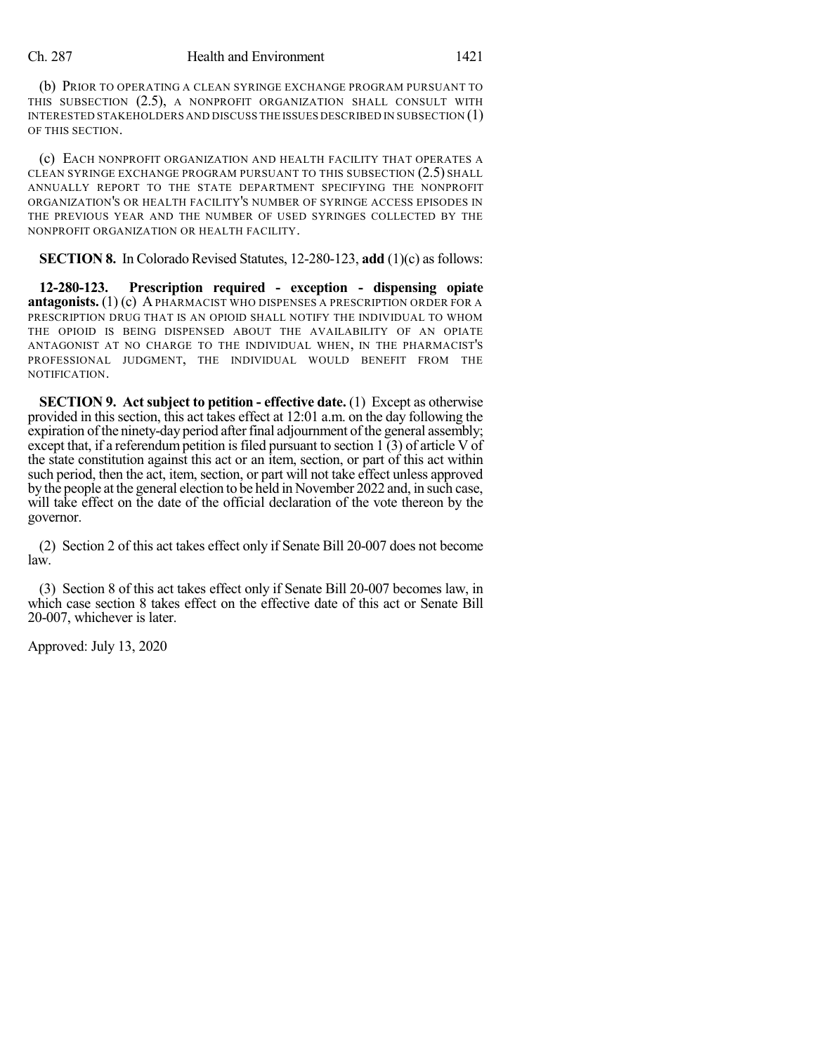(b) PRIOR TO OPERATING A CLEAN SYRINGE EXCHANGE PROGRAM PURSUANT TO THIS SUBSECTION (2.5), A NONPROFIT ORGANIZATION SHALL CONSULT WITH INTERESTED STAKEHOLDERS AND DISCUSS THE ISSUES DESCRIBED IN SUBSECTION (1) OF THIS SECTION.

(c) EACH NONPROFIT ORGANIZATION AND HEALTH FACILITY THAT OPERATES A CLEAN SYRINGE EXCHANGE PROGRAM PURSUANT TO THIS SUBSECTION (2.5) SHALL ANNUALLY REPORT TO THE STATE DEPARTMENT SPECIFYING THE NONPROFIT ORGANIZATION'S OR HEALTH FACILITY'S NUMBER OF SYRINGE ACCESS EPISODES IN THE PREVIOUS YEAR AND THE NUMBER OF USED SYRINGES COLLECTED BY THE NONPROFIT ORGANIZATION OR HEALTH FACILITY.

**SECTION 8.** In Colorado Revised Statutes, 12-280-123, **add** (1)(c) as follows:

**12-280-123. Prescription required - exception - dispensing opiate antagonists.** (1) (c) A PHARMACIST WHO DISPENSES A PRESCRIPTION ORDER FOR A PRESCRIPTION DRUG THAT IS AN OPIOID SHALL NOTIFY THE INDIVIDUAL TO WHOM THE OPIOID IS BEING DISPENSED ABOUT THE AVAILABILITY OF AN OPIATE ANTAGONIST AT NO CHARGE TO THE INDIVIDUAL WHEN, IN THE PHARMACIST'S PROFESSIONAL JUDGMENT, THE INDIVIDUAL WOULD BENEFIT FROM THE NOTIFICATION.

**SECTION 9. Act subject to petition - effective date.** (1) Except as otherwise provided in this section, this act takes effect at 12:01 a.m. on the day following the expiration of the ninety-day period after final adjournment of the general assembly; except that, if a referendum petition is filed pursuant to section 1 (3) of article V of the state constitution against this act or an item, section, or part of this act within such period, then the act, item, section, or part will not take effect unless approved by the people at the general election to be held in November 2022 and, in such case, will take effect on the date of the official declaration of the vote thereon by the governor.

(2) Section 2 of this act takes effect only if Senate Bill 20-007 does not become law.

(3) Section 8 of this act takes effect only if Senate Bill 20-007 becomes law, in which case section 8 takes effect on the effective date of this act or Senate Bill 20-007, whichever is later.

Approved: July 13, 2020